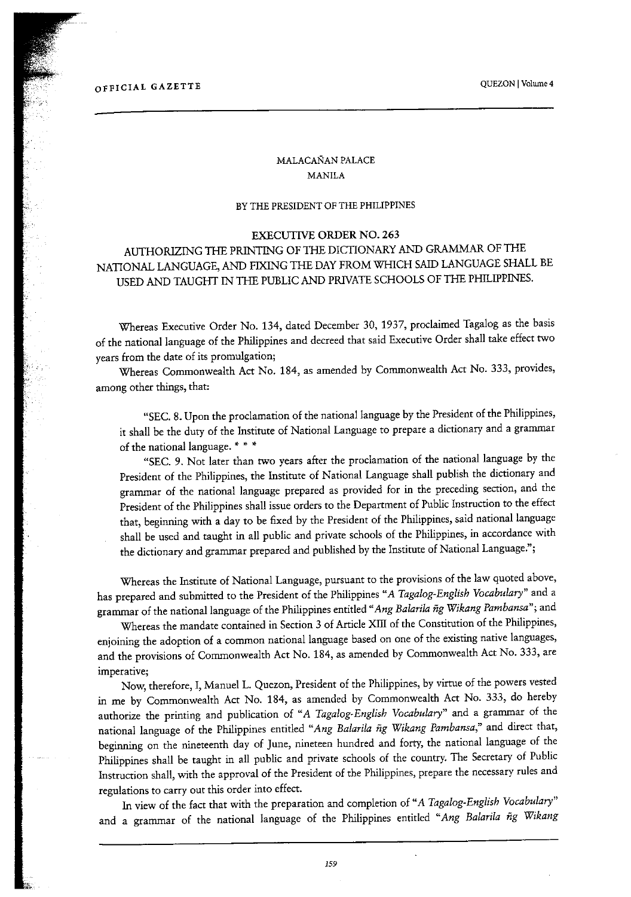MALACAÑAN PALACE
MANILA

BY THE PRESIDENT OF THE PHILIPPINES

# EXECUTIVE ORDER NO. 263

## AUTHORIZING THE PRINTING OF THE DICTIONARY AND GRAMMAR OF THE NATIONAL LANGUAGE, AND FIXING THE DAY FROM WHICH SAID LANGUAGE SHALL BE USED AND TAUGHT IN THE PUBLIC AND PRIVATE SCHOOLS OF THE PHILIPPINES.

Whereas Executive Order No. 134, dated December 30, 1937, proclaimed Tagalog as the basis of the national language of the Philippines and decreed that said Executive Order shall take effect two years from the date of its promulgation;

Whereas Commonwealth Act No. 184, as amended by Commonwealth Act No. 333, provides, among other things, that:

> "SEC. 8. Upon the proclamation of the national language by the President of the Philippines, it shall be the duty of the Institute of National Language to prepare a dictionary and a grammar of the national language. * * *
>
> "SEC. 9. Not later than two years after the proclamation of the national language by the President of the Philippines, the Institute of National Language shall publish the dictionary and grammar of the national language prepared as provided for in the preceding section, and the President of the Philippines shall issue orders to the Department of Public Instruction to the effect that, beginning with a day to be fixed by the President of the Philippines, said national language shall be used and taught in all public and private schools of the Philippines, in accordance with the dictionary and grammar prepared and published by the Institute of National Language.";

Whereas the Institute of National Language, pursuant to the provisions of the law quoted above, has prepared and submitted to the President of the Philippines "*A Tagalog-English Vocabulary*" and a grammar of the national language of the Philippines entitled "*Ang Balarila ñg Wikang Pambansa*"; and

Whereas the mandate contained in Section 3 of Article XIII of the Constitution of the Philippines, enjoining the adoption of a common national language based on one of the existing native languages, and the provisions of Commonwealth Act No. 184, as amended by Commonwealth Act No. 333, are imperative;

Now, therefore, I, Manuel L. Quezon, President of the Philippines, by virtue of the powers vested in me by Commonwealth Act No. 184, as amended by Commonwealth Act No. 333, do hereby authorize the printing and publication of "*A Tagalog-English Vocabulary*" and a grammar of the national language of the Philippines entitled "*Ang Balarila ñg Wikang Pambansa*," and direct that, beginning on the nineteenth day of June, nineteen hundred and forty, the national language of the Philippines shall be taught in all public and private schools of the country. The Secretary of Public Instruction shall, with the approval of the President of the Philippines, prepare the necessary rules and regulations to carry out this order into effect.

In view of the fact that with the preparation and completion of "*A Tagalog-English Vocabulary*" and a grammar of the national language of the Philippines entitled "*Ang Balarila ñg Wikang*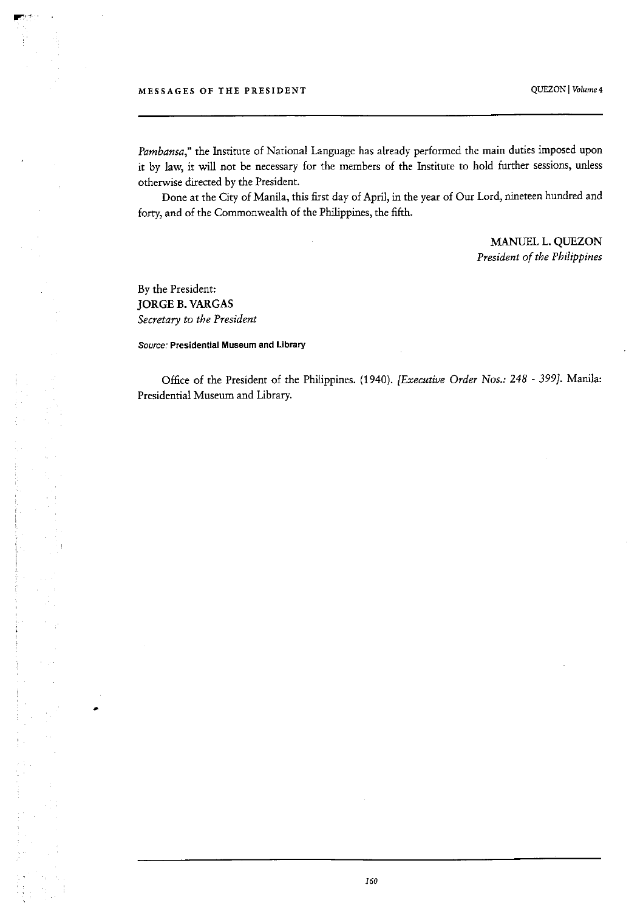*Pambansa,*" the Institute of National Language has already performed the main duties imposed upon it by law, it will not be necessary for the members of the Institute to hold further sessions, unless otherwise directed by the President.

Done at the City of Manila, this first day of April, in the year of Our Lord, nineteen hundred and forty, and of the Commonwealth of the Philippines, the fifth.

MANUEL L. QUEZON
*President of the Philippines*

By the President:
JORGE B. VARGAS
*Secretary to the President*

*Source:* **Presidential Museum and Library**

Office of the President of the Philippines. (1940). *[Executive Order Nos.: 248 - 399]*. Manila: Presidential Museum and Library.